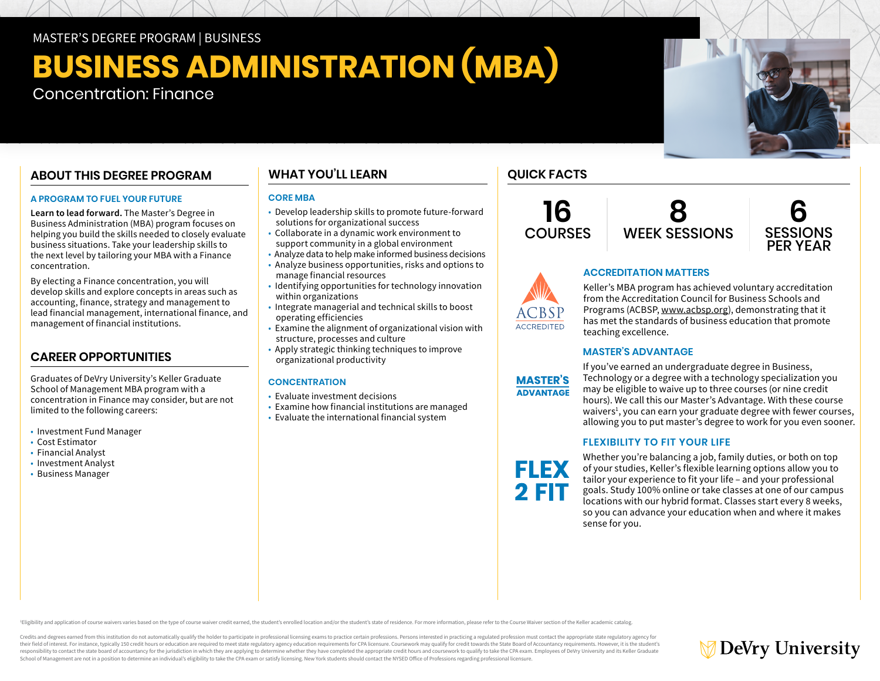MASTER'S DEGREE PROGRAM | BUSINESS

# BUSINESS ADMINISTRATION (MBA)

Concentration: Finance

## ABOUT THIS DEGREE PROGRAM

### A PROGRAM TO FUEL YOUR FUTURE

**Learn to lead forward.** The Master's Degree in Business Administration (MBA) program focuses on helping you build the skills needed to closely evaluate business situations. Take your leadership skills to the next level by tailoring your MBA with a Finance concentration.

By electing a Finance concentration, you will develop skills and explore concepts in areas such as accounting, finance, strategy and management to lead financial management, international finance, and management of financial institutions.

## CAREER OPPORTUNITIES

Graduates of DeVry University's Keller Graduate School of Management MBA program with a concentration in Finance may consider, but are not limited to the following careers:

- Investment Fund Manager
- Cost Estimator
- Financial Analyst
- Investment Analyst
- Business Manager

## WHAT YOU'LL LEARN

### CORE MBA

- Develop leadership skills to promote future-forward solutions for organizational success
- Collaborate in a dynamic work environment to support community in a global environment
- Analyze data to help make informed business decisions
- Analyze business opportunities, risks and options to manage financial resources
- Identifying opportunities for technology innovation within organizations
- Integrate managerial and technical skills to boost operating efficiencies
- Examine the alignment of organizational vision with structure, processes and culture
- Apply strategic thinking techniques to improve organizational productivity

### CONCENTRATION

- Evaluate investment decisions
- Examine how financial institutions are managed
- Evaluate the international financial system

## QUICK FACTS

**16** COURSES

**8** WEEK SESSIONS

**6** SESSIONS PER YEAR

ACBSP ACCREDITED

### ACCREDITATION MATTERS

Keller's MBA program has achieved voluntary accreditation from the Accreditation Council for Business Schools and Programs (ACBSP, www.acbsp.org), demonstrating that it has met the standards of business education that promote teaching excellence.

MASTER'S ADVANTAGE

### MASTER'S ADVANTAGE

If you've earned an undergraduate degree in Business, Technology or a degree with a technology specialization you may be eligible to waive up to three courses (or nine credit hours). We call this our Master's Advantage. With these course waivers[1], you can earn your graduate degree with fewer courses, allowing you to put master's degree to work for you even sooner.

FLEX 2 FIT

### FLEXIBILITY TO FIT YOUR LIFE

Whether you're balancing a job, family duties, or both on top of your studies, Keller's flexible learning options allow you to tailor your experience to fit your life – and your professional goals. Study 100% online or take classes at one of our campus locations with our hybrid format. Classes start every 8 weeks, so you can advance your education when and where it makes sense for you.

[1]Eligibility and application of course waivers varies based on the type of course waiver credit earned, the student's enrolled location and/or the student's state of residence. For more information, please refer to the Course Waiver section of the Keller academic catalog.

Credits and degrees earned from this institution do not automatically qualify the holder to participate in professional licensing exams to practice certain professions. Persons interested in practicing a regulated profession must contact the appropriate state regulatory agency for their field of interest. For instance, typically 150 credit hours or education are required to meet state regulatory agency education requirements for CPA licensure. Coursework may qualify for credit towards the State Board of Accountancy requirements. However, it is the student's responsibility to contact the state board of accountancy for the jurisdiction in which they are applying to determine whether they have completed the appropriate credit hours and coursework to qualify to take the CPA exam. Employees of DeVry University and its Keller Graduate School of Management are not in a position to determine an individual's eligibility to take the CPA exam or satisfy licensing. New York students should contact the NYSED Office of Professions regarding professional licensure.

DeVry University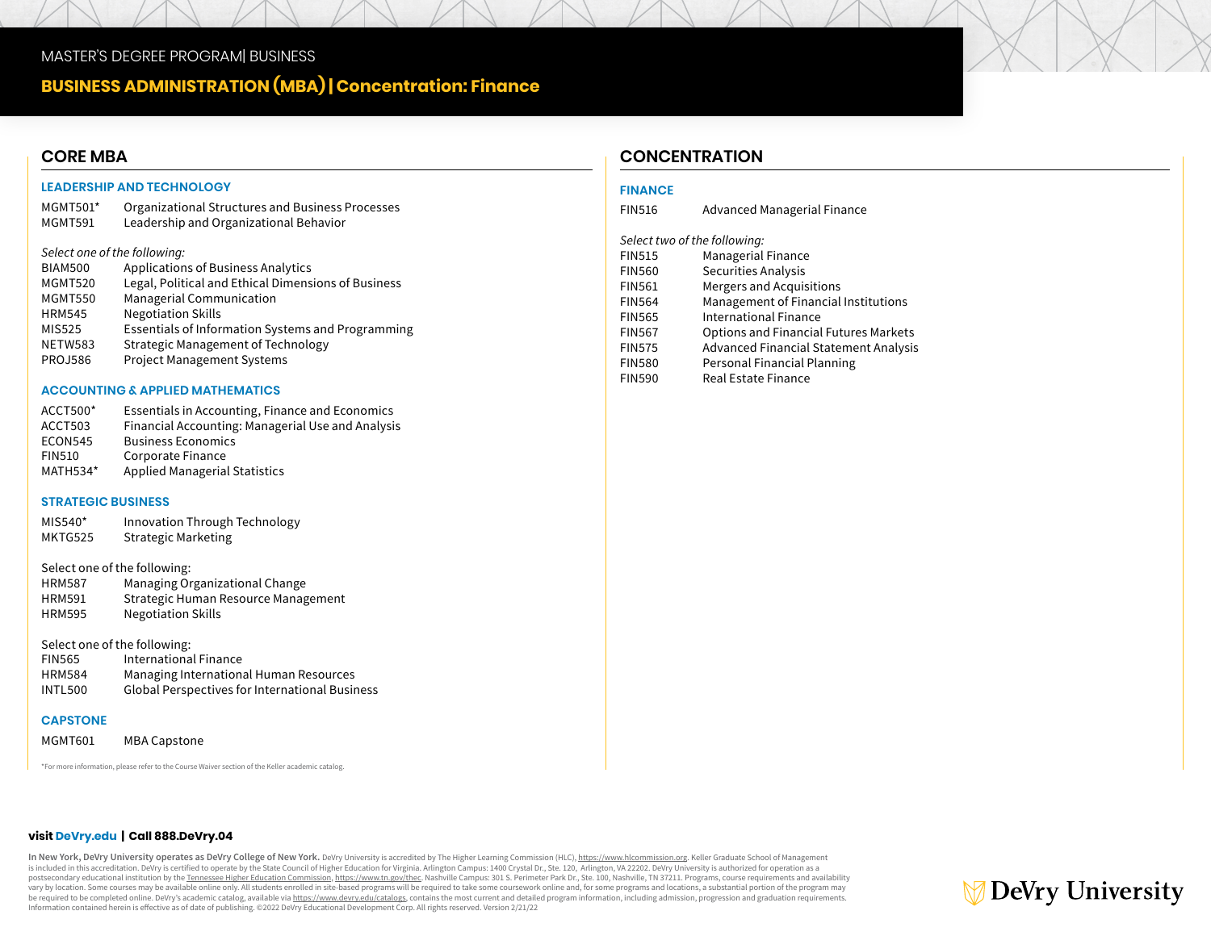MASTER'S DEGREE PROGRAM| BUSINESS

# BUSINESS ADMINISTRATION (MBA) | Concentration: Finance

## CORE MBA

### LEADERSHIP AND TECHNOLOGY

MGMT501* Organizational Structures and Business Processes
MGMT591 Leadership and Organizational Behavior

*Select one of the following:*
BIAM500 Applications of Business Analytics
MGMT520 Legal, Political and Ethical Dimensions of Business
MGMT550 Managerial Communication
HRM545 Negotiation Skills
MIS525 Essentials of Information Systems and Programming
NETW583 Strategic Management of Technology
PROJ586 Project Management Systems

### ACCOUNTING & APPLIED MATHEMATICS

ACCT500* Essentials in Accounting, Finance and Economics
ACCT503 Financial Accounting: Managerial Use and Analysis
ECON545 Business Economics
FIN510 Corporate Finance
MATH534* Applied Managerial Statistics

### STRATEGIC BUSINESS

MIS540* Innovation Through Technology
MKTG525 Strategic Marketing

Select one of the following:
HRM587 Managing Organizational Change
HRM591 Strategic Human Resource Management
HRM595 Negotiation Skills

Select one of the following:
FIN565 International Finance
HRM584 Managing International Human Resources
INTL500 Global Perspectives for International Business

### CAPSTONE

MGMT601 MBA Capstone

*For more information, please refer to the Course Waiver section of the Keller academic catalog.

## CONCENTRATION

### FINANCE

FIN516 Advanced Managerial Finance

*Select two of the following:*
FIN515 Managerial Finance
FIN560 Securities Analysis
FIN561 Mergers and Acquisitions
FIN564 Management of Financial Institutions
FIN565 International Finance
FIN567 Options and Financial Futures Markets
FIN575 Advanced Financial Statement Analysis
FIN580 Personal Financial Planning
FIN590 Real Estate Finance

**visit DeVry.edu | Call 888.DeVry.04**

**In New York, DeVry University operates as DeVry College of New York.** DeVry University is accredited by The Higher Learning Commission (HLC), https://www.hlcommission.org. Keller Graduate School of Management is included in this accreditation. DeVry is certified to operate by the State Council of Higher Education for Virginia. Arlington Campus: 1400 Crystal Dr., Ste. 120, Arlington, VA 22202. DeVry University is authorized for operation as a postsecondary educational institution by the Tennessee Higher Education Commission, https://www.tn.gov/thec. Nashville Campus: 301 S. Perimeter Park Dr., Ste. 100, Nashville, TN 37211. Programs, course requirements and availability vary by location. Some courses may be available online only. All students enrolled in site-based programs will be required to take some coursework online and, for some programs and locations, a substantial portion of the program may be required to be completed online. DeVry's academic catalog, available via https://www.devry.edu/catalogs, contains the most current and detailed program information, including admission, progression and graduation requirements. Information contained herein is effective as of date of publishing. ©2022 DeVry Educational Development Corp. All rights reserved. Version 2/21/22

DeVry University